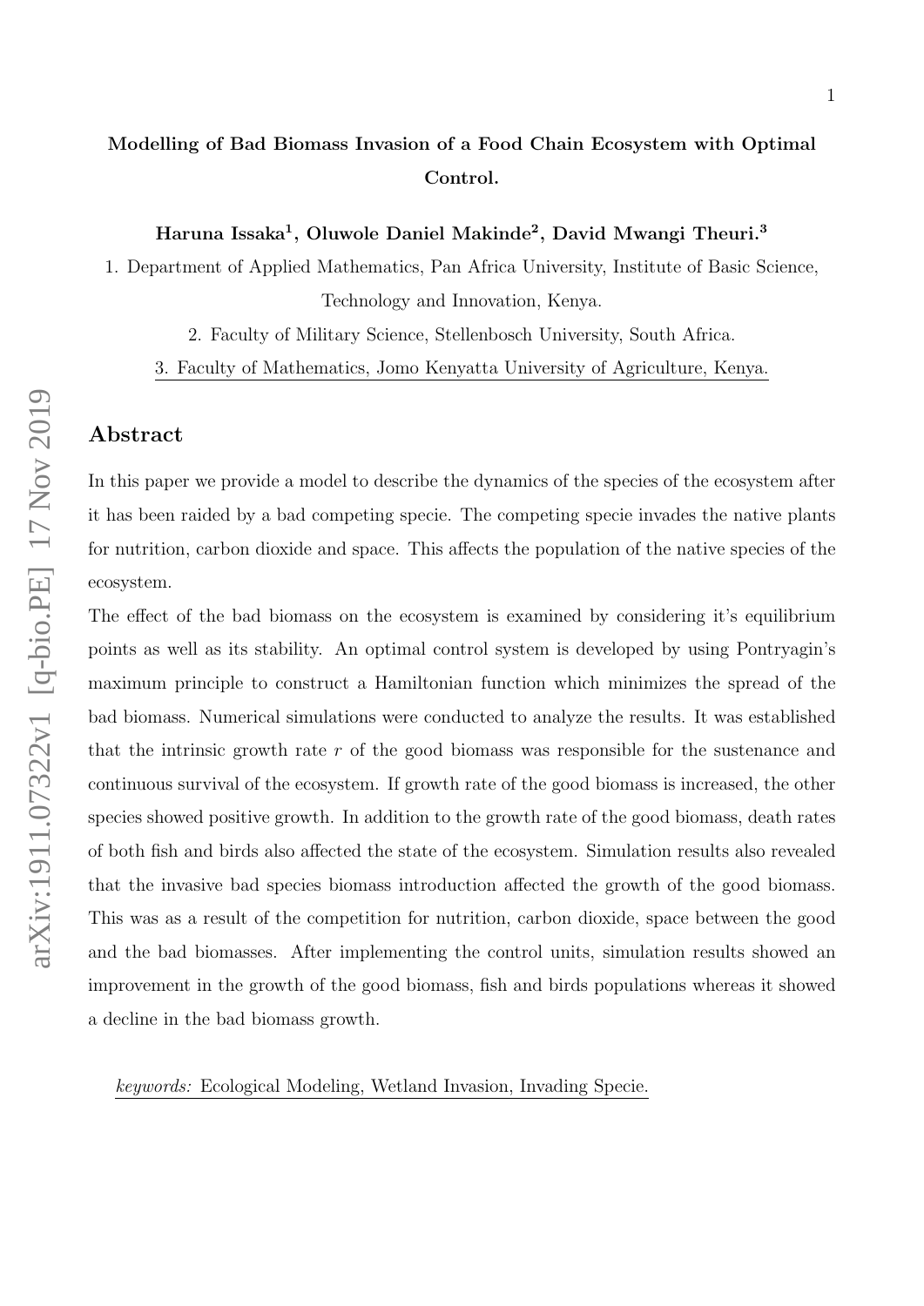# Modelling of Bad Biomass Invasion of a Food Chain Ecosystem with Optimal Control.

**Haruna Issaka[1], Oluwole Daniel Makinde[2], David Mwangi Theuri.[3]**

1. Department of Applied Mathematics, Pan Africa University, Institute of Basic Science, Technology and Innovation, Kenya.
2. Faculty of Military Science, Stellenbosch University, South Africa.
3. Faculty of Mathematics, Jomo Kenyatta University of Agriculture, Kenya.

## Abstract

In this paper we provide a model to describe the dynamics of the species of the ecosystem after it has been raided by a bad competing specie. The competing specie invades the native plants for nutrition, carbon dioxide and space. This affects the population of the native species of the ecosystem.

The effect of the bad biomass on the ecosystem is examined by considering it's equilibrium points as well as its stability. An optimal control system is developed by using Pontryagin's maximum principle to construct a Hamiltonian function which minimizes the spread of the bad biomass. Numerical simulations were conducted to analyze the results. It was established that the intrinsic growth rate $r$ of the good biomass was responsible for the sustenance and continuous survival of the ecosystem. If growth rate of the good biomass is increased, the other species showed positive growth. In addition to the growth rate of the good biomass, death rates of both fish and birds also affected the state of the ecosystem. Simulation results also revealed that the invasive bad species biomass introduction affected the growth of the good biomass. This was as a result of the competition for nutrition, carbon dioxide, space between the good and the bad biomasses. After implementing the control units, simulation results showed an improvement in the growth of the good biomass, fish and birds populations whereas it showed a decline in the bad biomass growth.

*keywords:* Ecological Modeling, Wetland Invasion, Invading Specie.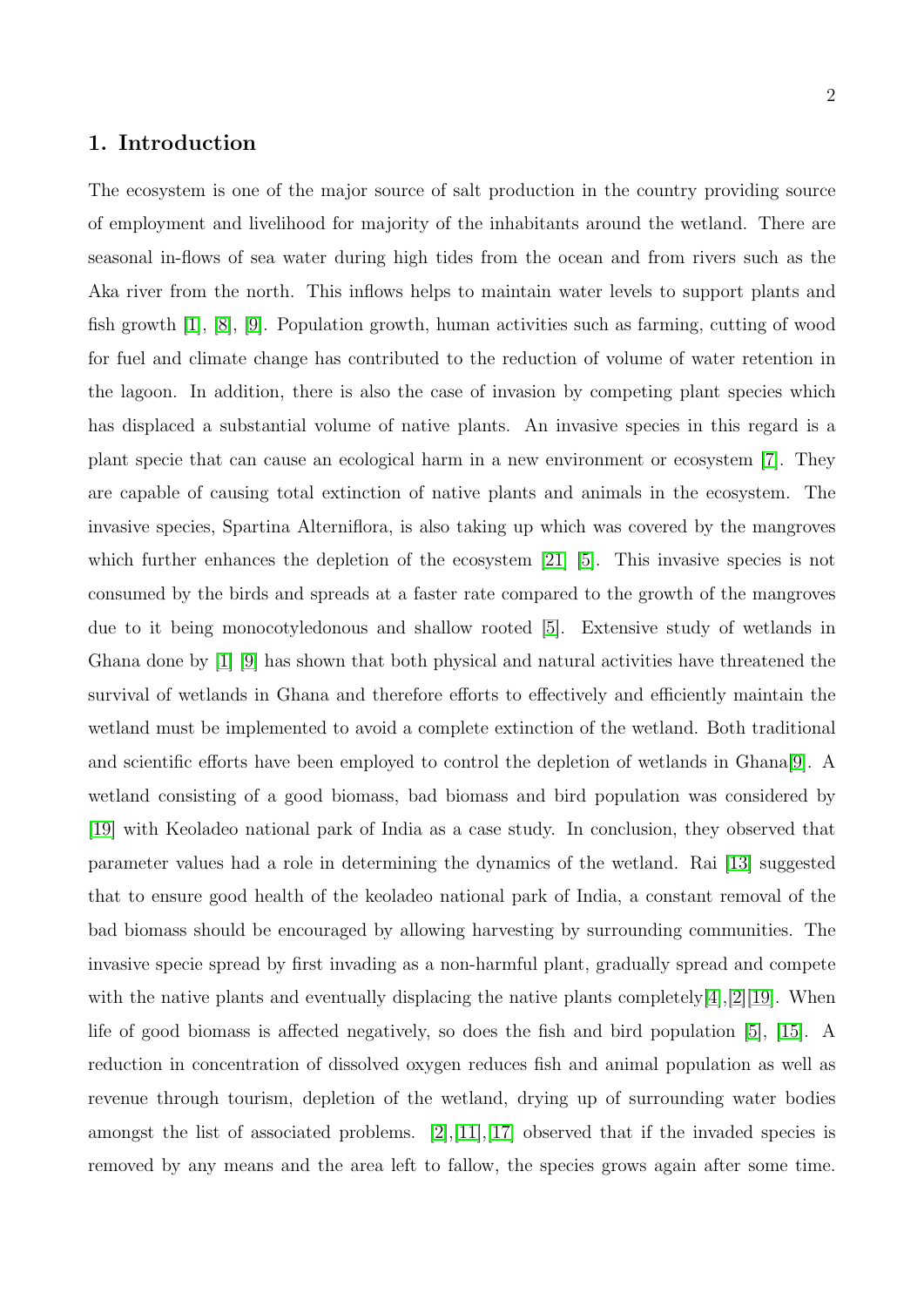## 1. Introduction

The ecosystem is one of the major source of salt production in the country providing source of employment and livelihood for majority of the inhabitants around the wetland. There are seasonal in-flows of sea water during high tides from the ocean and from rivers such as the Aka river from the north. This inflows helps to maintain water levels to support plants and fish growth [1], [8], [9]. Population growth, human activities such as farming, cutting of wood for fuel and climate change has contributed to the reduction of volume of water retention in the lagoon. In addition, there is also the case of invasion by competing plant species which has displaced a substantial volume of native plants. An invasive species in this regard is a plant specie that can cause an ecological harm in a new environment or ecosystem [7]. They are capable of causing total extinction of native plants and animals in the ecosystem. The invasive species, Spartina Alterniflora, is also taking up which was covered by the mangroves which further enhances the depletion of the ecosystem [21] [5]. This invasive species is not consumed by the birds and spreads at a faster rate compared to the growth of the mangroves due to it being monocotyledonous and shallow rooted [5]. Extensive study of wetlands in Ghana done by [1] [9] has shown that both physical and natural activities have threatened the survival of wetlands in Ghana and therefore efforts to effectively and efficiently maintain the wetland must be implemented to avoid a complete extinction of the wetland. Both traditional and scientific efforts have been employed to control the depletion of wetlands in Ghana[9]. A wetland consisting of a good biomass, bad biomass and bird population was considered by [19] with Keoladeo national park of India as a case study. In conclusion, they observed that parameter values had a role in determining the dynamics of the wetland. Rai [13] suggested that to ensure good health of the keoladeo national park of India, a constant removal of the bad biomass should be encouraged by allowing harvesting by surrounding communities. The invasive specie spread by first invading as a non-harmful plant, gradually spread and compete with the native plants and eventually displacing the native plants completely[4],[2][19]. When life of good biomass is affected negatively, so does the fish and bird population [5], [15]. A reduction in concentration of dissolved oxygen reduces fish and animal population as well as revenue through tourism, depletion of the wetland, drying up of surrounding water bodies amongst the list of associated problems. [2],[11],[17] observed that if the invaded species is removed by any means and the area left to fallow, the species grows again after some time.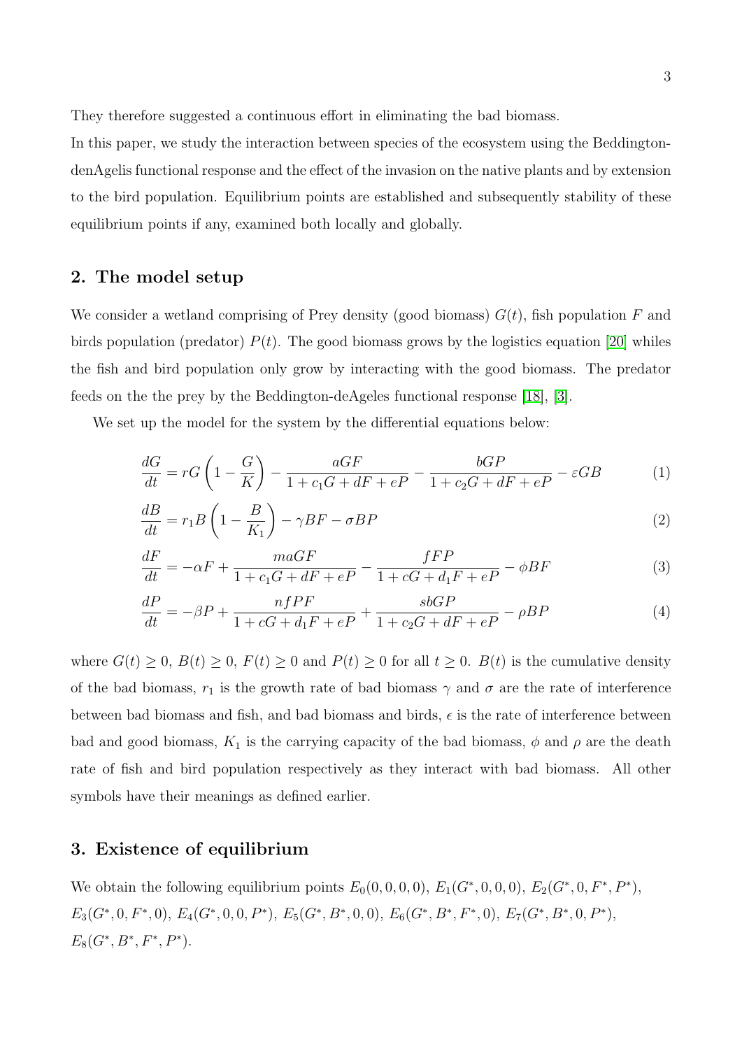They therefore suggested a continuous effort in eliminating the bad biomass.

In this paper, we study the interaction between species of the ecosystem using the Beddington-denAgelis functional response and the effect of the invasion on the native plants and by extension to the bird population. Equilibrium points are established and subsequently stability of these equilibrium points if any, examined both locally and globally.

## 2. The model setup

We consider a wetland comprising of Prey density (good biomass) $G(t)$, fish population $F$ and birds population (predator) $P(t)$. The good biomass grows by the logistics equation [20] whiles the fish and bird population only grow by interacting with the good biomass. The predator feeds on the the prey by the Beddington-deAgeles functional response [18], [3].

We set up the model for the system by the differential equations below:

$$\frac{dG}{dt} = rG\left(1 - \frac{G}{K}\right) - \frac{aGF}{1 + c_1G + dF + eP} - \frac{bGP}{1 + c_2G + dF + eP} - \varepsilon GB \tag{1}$$

$$\frac{dB}{dt} = r_1B\left(1 - \frac{B}{K_1}\right) - \gamma BF - \sigma BP \tag{2}$$

$$\frac{dF}{dt} = -\alpha F + \frac{maGF}{1 + c_1G + dF + eP} - \frac{fFP}{1 + cG + d_1F + eP} - \phi BF \tag{3}$$

$$\frac{dP}{dt} = -\beta P + \frac{nfPF}{1 + cG + d_1F + eP} + \frac{sbGP}{1 + c_2G + dF + eP} - \rho BP \tag{4}$$

where $G(t) \geq 0$, $B(t) \geq 0$, $F(t) \geq 0$ and $P(t) \geq 0$ for all $t \geq 0$. $B(t)$ is the cumulative density of the bad biomass, $r_1$ is the growth rate of bad biomass $\gamma$ and $\sigma$ are the rate of interference between bad biomass and fish, and bad biomass and birds, $\epsilon$ is the rate of interference between bad and good biomass, $K_1$ is the carrying capacity of the bad biomass, $\phi$ and $\rho$ are the death rate of fish and bird population respectively as they interact with bad biomass. All other symbols have their meanings as defined earlier.

## 3. Existence of equilibrium

We obtain the following equilibrium points $E_0(0, 0, 0, 0)$, $E_1(G^*, 0, 0, 0)$, $E_2(G^*, 0, F^*, P^*)$, $E_3(G^*, 0, F^*, 0)$, $E_4(G^*, 0, 0, P^*)$, $E_5(G^*, B^*, 0, 0)$, $E_6(G^*, B^*, F^*, 0)$, $E_7(G^*, B^*, 0, P^*)$, $E_8(G^*, B^*, F^*, P^*)$.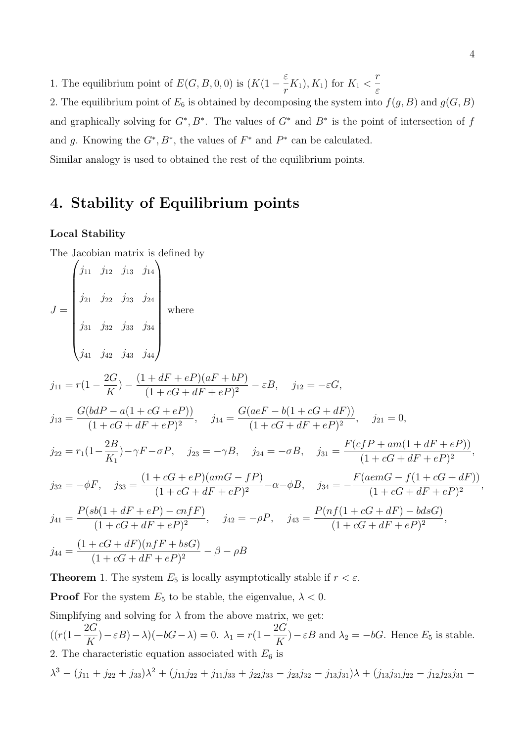1. The equilibrium point of $E(G, B, 0, 0)$ is $(K(1 - \frac{\varepsilon}{r}K_1), K_1)$ for $K_1 < \frac{r}{\varepsilon}$

2. The equilibrium point of $E_6$ is obtained by decomposing the system into $f(g, B)$ and $g(G, B)$ and graphically solving for $G^*, B^*$. The values of $G^*$ and $B^*$ is the point of intersection of $f$ and $g$. Knowing the $G^*, B^*$, the values of $F^*$ and $P^*$ can be calculated.

Similar analogy is used to obtained the rest of the equilibrium points.

## 4. Stability of Equilibrium points

**Local Stability**

The Jacobian matrix is defined by

$$J = \begin{pmatrix} j_{11} & j_{12} & j_{13} & j_{14} \\ j_{21} & j_{22} & j_{23} & j_{24} \\ j_{31} & j_{32} & j_{33} & j_{34} \\ j_{41} & j_{42} & j_{43} & j_{44} \end{pmatrix} \text{ where}$$

$$j_{11} = r(1 - \frac{2G}{K}) - \frac{(1 + dF + eP)(aF + bP)}{(1 + cG + dF + eP)^2} - \varepsilon B, \quad j_{12} = -\varepsilon G,$$

$$j_{13} = \frac{G(bdP - a(1 + cG + eP))}{(1 + cG + dF + eP)^2}, \quad j_{14} = \frac{G(aeF - b(1 + cG + dF))}{(1 + cG + dF + eP)^2}, \quad j_{21} = 0,$$

$$j_{22} = r_1(1 - \frac{2B}{K_1}) - \gamma F - \sigma P, \quad j_{23} = -\gamma B, \quad j_{24} = -\sigma B, \quad j_{31} = \frac{F(cfP + am(1 + dF + eP))}{(1 + cG + dF + eP)^2},$$

$$j_{32} = -\phi F, \quad j_{33} = \frac{(1 + cG + eP)(amG - fP)}{(1 + cG + dF + eP)^2} - \alpha - \phi B, \quad j_{34} = -\frac{F(aemG - f(1 + cG + dF))}{(1 + cG + dF + eP)^2},$$

$$j_{41} = \frac{P(sb(1 + dF + eP) - cnfF)}{(1 + cG + dF + eP)^2}, \quad j_{42} = -\rho P, \quad j_{43} = \frac{P(nf(1 + cG + dF) - bdsG)}{(1 + cG + dF + eP)^2},$$

$$j_{44} = \frac{(1 + cG + dF)(nfF + bsG)}{(1 + cG + dF + eP)^2} - \beta - \rho B$$

**Theorem** 1. The system $E_5$ is locally asymptotically stable if $r < \varepsilon$.

**Proof** For the system $E_5$ to be stable, the eigenvalue, $\lambda < 0$.

Simplifying and solving for $\lambda$ from the above matrix, we get:

$((r(1 - \frac{2G}{K}) - \varepsilon B) - \lambda)(-bG - \lambda) = 0$. $\lambda_1 = r(1 - \frac{2G}{K}) - \varepsilon B$ and $\lambda_2 = -bG$. Hence $E_5$ is stable.

2. The characteristic equation associated with $E_6$ is

$\lambda^3 - (j_{11} + j_{22} + j_{33})\lambda^2 + (j_{11}j_{22} + j_{11}j_{33} + j_{22}j_{33} - j_{23}j_{32} - j_{13}j_{31})\lambda + (j_{13}j_{31}j_{22} - j_{12}j_{23}j_{31} -$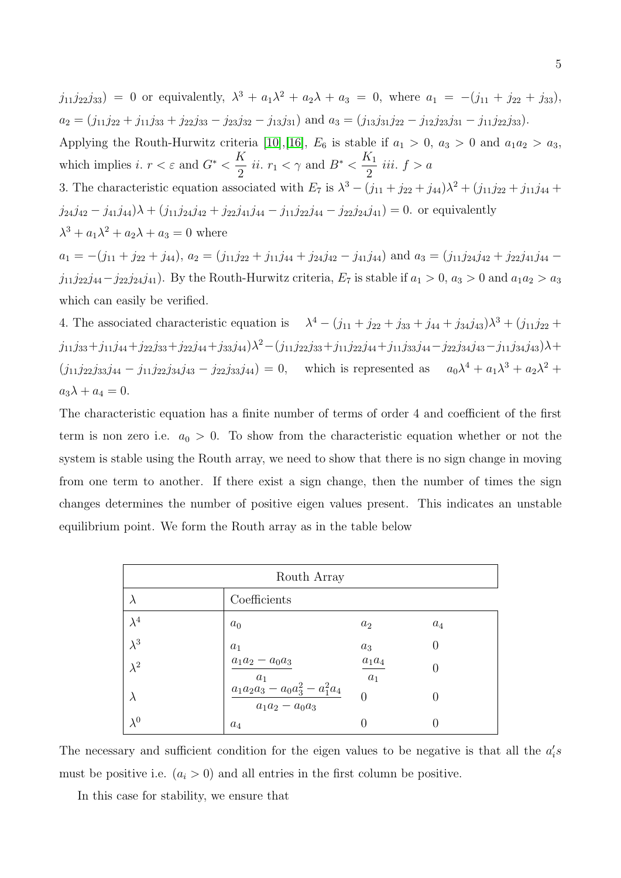$j_{11}j_{22}j_{33}) = 0$ or equivalently, $\lambda^3 + a_1\lambda^2 + a_2\lambda + a_3 = 0$, where $a_1 = -(j_{11} + j_{22} + j_{33})$, $a_2 = (j_{11}j_{22} + j_{11}j_{33} + j_{22}j_{33} - j_{23}j_{32} - j_{13}j_{31})$ and $a_3 = (j_{13}j_{31}j_{22} - j_{12}j_{23}j_{31} - j_{11}j_{22}j_{33})$.

Applying the Routh-Hurwitz criteria [10],[16], $E_6$ is stable if $a_1 > 0$, $a_3 > 0$ and $a_1a_2 > a_3$, which implies *i.* $r < \varepsilon$ and $G^* < \dfrac{K}{2}$ *ii.* $r_1 < \gamma$ and $B^* < \dfrac{K_1}{2}$ *iii.* $f > a$

3. The characteristic equation associated with $E_7$ is $\lambda^3 - (j_{11} + j_{22} + j_{44})\lambda^2 + (j_{11}j_{22} + j_{11}j_{44} + j_{24}j_{42} - j_{41}j_{44})\lambda + (j_{11}j_{24}j_{42} + j_{22}j_{41}j_{44} - j_{11}j_{22}j_{44} - j_{22}j_{24}j_{41}) = 0$. or equivalently $\lambda^3 + a_1\lambda^2 + a_2\lambda + a_3 = 0$ where

$a_1 = -(j_{11} + j_{22} + j_{44})$, $a_2 = (j_{11}j_{22} + j_{11}j_{44} + j_{24}j_{42} - j_{41}j_{44})$ and $a_3 = (j_{11}j_{24}j_{42} + j_{22}j_{41}j_{44} - j_{11}j_{22}j_{44} - j_{22}j_{24}j_{41})$. By the Routh-Hurwitz criteria, $E_7$ is stable if $a_1 > 0$, $a_3 > 0$ and $a_1a_2 > a_3$ which can easily be verified.

4. The associated characteristic equation is $\lambda^4 - (j_{11} + j_{22} + j_{33} + j_{44} + j_{34}j_{43})\lambda^3 + (j_{11}j_{22} + j_{11}j_{33} + j_{11}j_{44} + j_{22}j_{33} + j_{22}j_{44} + j_{33}j_{44})\lambda^2 - (j_{11}j_{22}j_{33} + j_{11}j_{22}j_{44} + j_{11}j_{33}j_{44} - j_{22}j_{34}j_{43} - j_{11}j_{34}j_{43})\lambda + (j_{11}j_{22}j_{33}j_{44} - j_{11}j_{22}j_{34}j_{43} - j_{22}j_{33}j_{44}) = 0$, which is represented as $a_0\lambda^4 + a_1\lambda^3 + a_2\lambda^2 + a_3\lambda + a_4 = 0$.

The characteristic equation has a finite number of terms of order 4 and coefficient of the first term is non zero i.e. $a_0 > 0$. To show from the characteristic equation whether or not the system is stable using the Routh array, we need to show that there is no sign change in moving from one term to another. If there exist a sign change, then the number of times the sign changes determines the number of positive eigen values present. This indicates an unstable equilibrium point. We form the Routh array as in the table below

| Routh Array | | | |
|---|---|---|---|
| $\lambda$ | Coefficients | | |
| $\lambda^4$ | $a_0$ | $a_2$ | $a_4$ |
| $\lambda^3$ | $a_1$ | $a_3$ | $0$ |
| $\lambda^2$ | $\dfrac{a_1a_2 - a_0a_3}{a_1}$ | $\dfrac{a_1a_4}{a_1}$ | $0$ |
| $\lambda$ | $\dfrac{a_1a_2a_3 - a_0a_3^2 - a_1^2a_4}{a_1a_2 - a_0a_3}$ | $0$ | $0$ |
| $\lambda^0$ | $a_4$ | $0$ | $0$ |

The necessary and sufficient condition for the eigen values to be negative is that all the $a_i's$ must be positive i.e. $(a_i > 0)$ and all entries in the first column be positive.

In this case for stability, we ensure that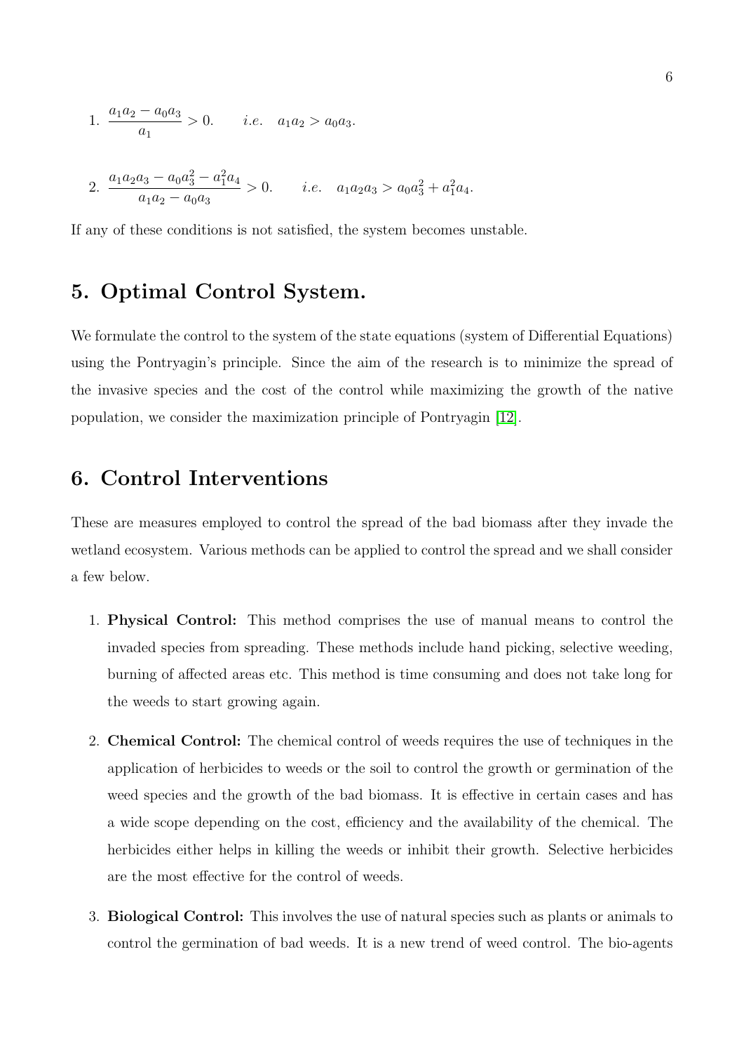1. $\dfrac{a_1a_2 - a_0a_3}{a_1} > 0. \qquad i.e. \quad a_1a_2 > a_0a_3.$

2. $\dfrac{a_1a_2a_3 - a_0a_3^2 - a_1^2a_4}{a_1a_2 - a_0a_3} > 0. \qquad i.e. \quad a_1a_2a_3 > a_0a_3^2 + a_1^2a_4.$

If any of these conditions is not satisfied, the system becomes unstable.

## 5. Optimal Control System.

We formulate the control to the system of the state equations (system of Differential Equations) using the Pontryagin's principle. Since the aim of the research is to minimize the spread of the invasive species and the cost of the control while maximizing the growth of the native population, we consider the maximization principle of Pontryagin [12].

## 6. Control Interventions

These are measures employed to control the spread of the bad biomass after they invade the wetland ecosystem. Various methods can be applied to control the spread and we shall consider a few below.

1. **Physical Control:** This method comprises the use of manual means to control the invaded species from spreading. These methods include hand picking, selective weeding, burning of affected areas etc. This method is time consuming and does not take long for the weeds to start growing again.

2. **Chemical Control:** The chemical control of weeds requires the use of techniques in the application of herbicides to weeds or the soil to control the growth or germination of the weed species and the growth of the bad biomass. It is effective in certain cases and has a wide scope depending on the cost, efficiency and the availability of the chemical. The herbicides either helps in killing the weeds or inhibit their growth. Selective herbicides are the most effective for the control of weeds.

3. **Biological Control:** This involves the use of natural species such as plants or animals to control the germination of bad weeds. It is a new trend of weed control. The bio-agents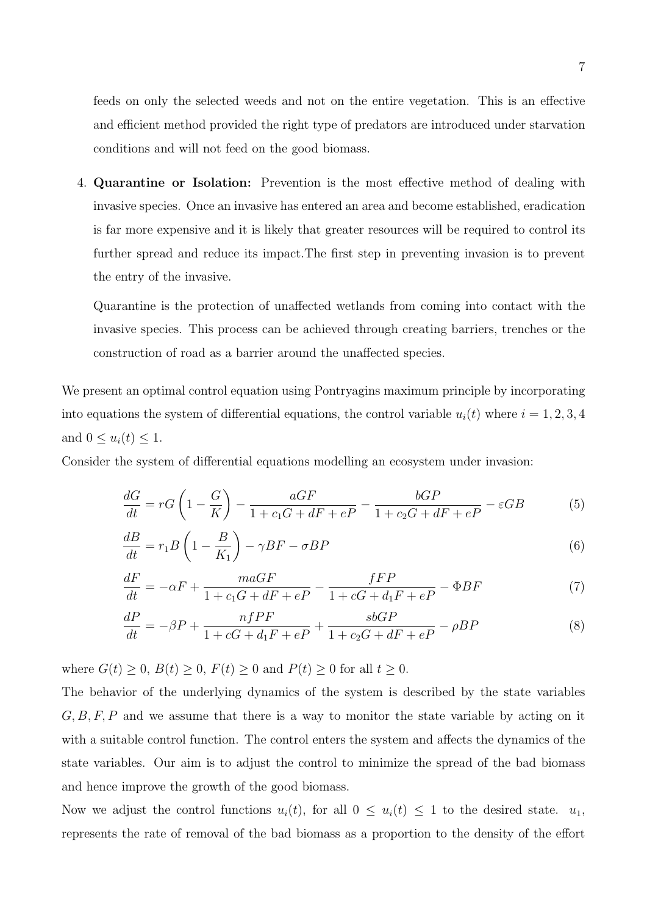feeds on only the selected weeds and not on the entire vegetation. This is an effective and efficient method provided the right type of predators are introduced under starvation conditions and will not feed on the good biomass.

4. **Quarantine or Isolation:** Prevention is the most effective method of dealing with invasive species. Once an invasive has entered an area and become established, eradication is far more expensive and it is likely that greater resources will be required to control its further spread and reduce its impact.The first step in preventing invasion is to prevent the entry of the invasive.

   Quarantine is the protection of unaffected wetlands from coming into contact with the invasive species. This process can be achieved through creating barriers, trenches or the construction of road as a barrier around the unaffected species.

We present an optimal control equation using Pontryagins maximum principle by incorporating into equations the system of differential equations, the control variable $u_i(t)$ where $i = 1, 2, 3, 4$ and $0 \leq u_i(t) \leq 1$.
Consider the system of differential equations modelling an ecosystem under invasion:

$$\frac{dG}{dt} = rG\left(1 - \frac{G}{K}\right) - \frac{aGF}{1 + c_1G + dF + eP} - \frac{bGP}{1 + c_2G + dF + eP} - \varepsilon GB \tag{5}$$

$$\frac{dB}{dt} = r_1B\left(1 - \frac{B}{K_1}\right) - \gamma BF - \sigma BP \tag{6}$$

$$\frac{dF}{dt} = -\alpha F + \frac{maGF}{1 + c_1G + dF + eP} - \frac{fFP}{1 + cG + d_1F + eP} - \Phi BF \tag{7}$$

$$\frac{dP}{dt} = -\beta P + \frac{nfPF}{1 + cG + d_1F + eP} + \frac{sbGP}{1 + c_2G + dF + eP} - \rho BP \tag{8}$$

where $G(t) \geq 0$, $B(t) \geq 0$, $F(t) \geq 0$ and $P(t) \geq 0$ for all $t \geq 0$.
The behavior of the underlying dynamics of the system is described by the state variables $G, B, F, P$ and we assume that there is a way to monitor the state variable by acting on it with a suitable control function. The control enters the system and affects the dynamics of the state variables. Our aim is to adjust the control to minimize the spread of the bad biomass and hence improve the growth of the good biomass.
Now we adjust the control functions $u_i(t)$, for all $0 \leq u_i(t) \leq 1$ to the desired state. $u_1$, represents the rate of removal of the bad biomass as a proportion to the density of the effort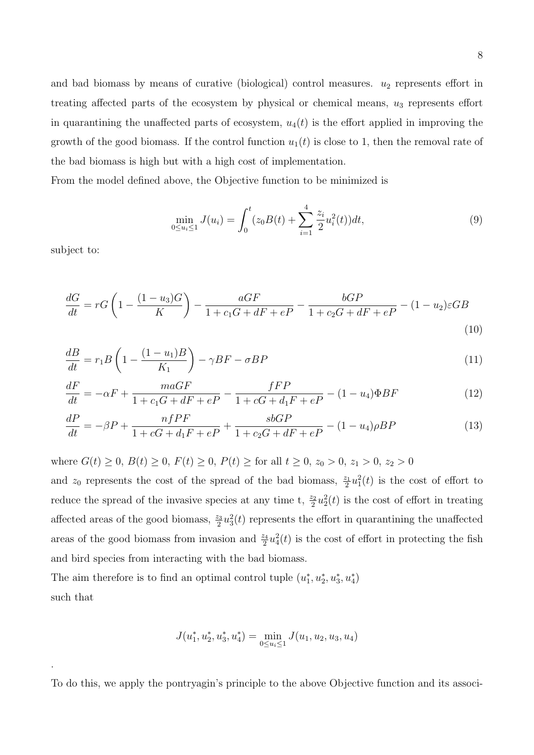and bad biomass by means of curative (biological) control measures. $u_2$ represents effort in treating affected parts of the ecosystem by physical or chemical means, $u_3$ represents effort in quarantining the unaffected parts of ecosystem, $u_4(t)$ is the effort applied in improving the growth of the good biomass. If the control function $u_1(t)$ is close to 1, then the removal rate of the bad biomass is high but with a high cost of implementation.

From the model defined above, the Objective function to be minimized is

$$\min_{0 \leq u_i \leq 1} J(u_i) = \int_0^t (z_0 B(t) + \sum_{i=1}^{4} \frac{z_i}{2} u_i^2(t)) dt, \tag{9}$$

subject to:

$$\frac{dG}{dt} = rG\left(1 - \frac{(1-u_3)G}{K}\right) - \frac{aGF}{1 + c_1 G + dF + eP} - \frac{bGP}{1 + c_2 G + dF + eP} - (1-u_2)\varepsilon GB \tag{10}$$

$$\frac{dB}{dt} = r_1 B\left(1 - \frac{(1-u_1)B}{K_1}\right) - \gamma BF - \sigma BP \tag{11}$$

$$\frac{dF}{dt} = -\alpha F + \frac{maGF}{1 + c_1 G + dF + eP} - \frac{fFP}{1 + cG + d_1 F + eP} - (1-u_4)\Phi BF \tag{12}$$

$$\frac{dP}{dt} = -\beta P + \frac{nfPF}{1 + cG + d_1 F + eP} + \frac{sbGP}{1 + c_2 G + dF + eP} - (1-u_4)\rho BP \tag{13}$$

where $G(t) \geq 0$, $B(t) \geq 0$, $F(t) \geq 0$, $P(t) \geq$ for all $t \geq 0$, $z_0 > 0$, $z_1 > 0$, $z_2 > 0$

and $z_0$ represents the cost of the spread of the bad biomass, $\frac{z_1}{2}u_1^2(t)$ is the cost of effort to reduce the spread of the invasive species at any time t, $\frac{z_2}{2}u_2^2(t)$ is the cost of effort in treating affected areas of the good biomass, $\frac{z_3}{2}u_3^2(t)$ represents the effort in quarantining the unaffected areas of the good biomass from invasion and $\frac{z_4}{2}u_4^2(t)$ is the cost of effort in protecting the fish and bird species from interacting with the bad biomass.

The aim therefore is to find an optimal control tuple $(u_1^*, u_2^*, u_3^*, u_4^*)$
such that

$$J(u_1^*, u_2^*, u_3^*, u_4^*) = \min_{0 \leq u_i \leq 1} J(u_1, u_2, u_3, u_4)$$

.

To do this, we apply the pontryagin's principle to the above Objective function and its associ-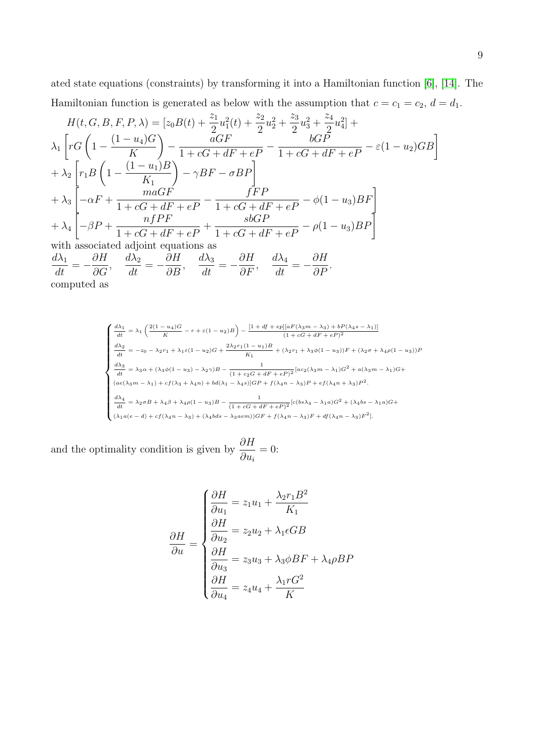ated state equations (constraints) by transforming it into a Hamiltonian function [6], [14]. The Hamiltonian function is generated as below with the assumption that $c = c_1 = c_2$, $d = d_1$.

$$
\begin{aligned}
&H(t, G, B, F, P, \lambda) = [z_0 B(t) + \frac{z_1}{2}u_1^2(t) + \frac{z_2}{2}u_2^2 + \frac{z_3}{2}u_3^2 + \frac{z_4}{2}u_4^2] + \\
&\lambda_1 \left[ rG\left(1 - \frac{(1-u_4)G}{K}\right) - \frac{aGF}{1 + cG + dF + eP} - \frac{bGP}{1 + cG + dF + eP} - \varepsilon(1-u_2)GB \right] \\
&+ \lambda_2 \left[ r_1 B\left(1 - \frac{(1-u_1)B}{K_1}\right) - \gamma BF - \sigma BP \right] \\
&+ \lambda_3 \left[ -\alpha F + \frac{maGF}{1 + cG + dF + eP} - \frac{fFP}{1 + cG + dF + eP} - \phi(1-u_3)BF \right] \\
&+ \lambda_4 \left[ -\beta P + \frac{nfPF}{1 + cG + dF + eP} + \frac{sbGP}{1 + cG + dF + eP} - \rho(1-u_3)BP \right]
\end{aligned}
$$

with associated adjoint equations as

$$
\frac{d\lambda_1}{dt} = -\frac{\partial H}{\partial G}, \quad \frac{d\lambda_2}{dt} = -\frac{\partial H}{\partial B}, \quad \frac{d\lambda_3}{dt} = -\frac{\partial H}{\partial F}, \quad \frac{d\lambda_4}{dt} = -\frac{\partial H}{\partial P}.
$$

computed as

$$
\begin{cases}
\frac{d\lambda_1}{dt} = \lambda_1\left(\frac{2(1-u_4)G}{K} - r + \varepsilon(1-u_2)B\right) - \frac{[1 + df + ep][aF(\lambda_3 m - \lambda_3) + bP(\lambda_4 s - \lambda_1)]}{(1 + cG + dF + eP)^2} \\
\frac{d\lambda_2}{dt} = -z_0 - \lambda_2 r_1 + \lambda_1 \varepsilon(1-u_2)G + \frac{2\lambda_2 r_1 (1-u_1)B}{K_1} + (\lambda_2 r_1 + \lambda_3 \phi(1-u_3))F + (\lambda_2 \sigma + \lambda_4 \rho(1-u_3))P \\
\frac{d\lambda_3}{dt} = \lambda_3 \alpha + (\lambda_3 \phi(1-u_3) - \lambda_2 \gamma)B - \frac{1}{(1 + c_2 G + dF + eP)^2}[ac_2(\lambda_3 m - \lambda_1)G^2 + a(\lambda_3 m - \lambda_1)G + \\
(ae(\lambda_3 m - \lambda_1) + cf(\lambda_3 + \lambda_4 n) + bd(\lambda_1 - \lambda_4 s))GP + f(\lambda_4 n - \lambda_3)P + ef(\lambda_4 n + \lambda_3)P^2. \\
\frac{d\lambda_4}{dt} = \lambda_2 \sigma B + \lambda_4 \beta + \lambda_4 \rho(1-u_3)B - \frac{1}{(1 + cG + dF + eP)^2}[c(bs\lambda_4 - \lambda_1 a)G^2 + (\lambda_4 bs - \lambda_1 a)G + \\
(\lambda_1 a(e-d) + cf(\lambda_4 n - \lambda_3) + (\lambda_4 bds - \lambda_3 aem))GF + f(\lambda_4 n - \lambda_3)F + df(\lambda_4 n - \lambda_3)F^2].
\end{cases}
$$

and the optimality condition is given by $\dfrac{\partial H}{\partial u_i} = 0$:

$$
\frac{\partial H}{\partial u} =
\begin{cases}
\dfrac{\partial H}{\partial u_1} = z_1 u_1 + \dfrac{\lambda_2 r_1 B^2}{K_1} \\
\dfrac{\partial H}{\partial u_2} = z_2 u_2 + \lambda_1 \epsilon GB \\
\dfrac{\partial H}{\partial u_3} = z_3 u_3 + \lambda_3 \phi BF + \lambda_4 \rho BP \\
\dfrac{\partial H}{\partial u_4} = z_4 u_4 + \dfrac{\lambda_1 r G^2}{K}
\end{cases}
$$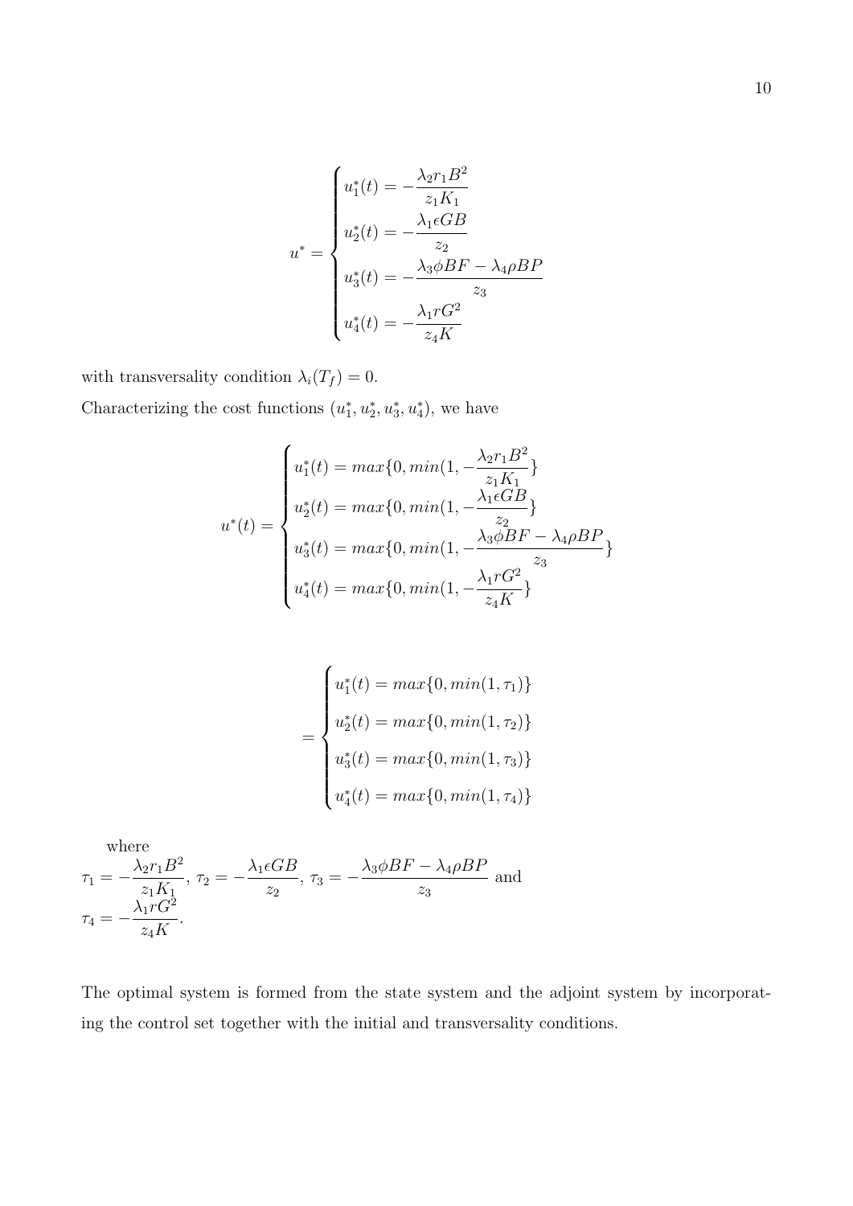$$u^* = \begin{cases} u_1^*(t) = -\dfrac{\lambda_2 r_1 B^2}{z_1 K_1} \\ u_2^*(t) = -\dfrac{\lambda_1 \epsilon GB}{z_2} \\ u_3^*(t) = -\dfrac{\lambda_3 \phi BF - \lambda_4 \rho BP}{z_3} \\ u_4^*(t) = -\dfrac{\lambda_1 r G^2}{z_4 K} \end{cases}$$

with transversality condition $\lambda_i(T_f) = 0$.

Characterizing the cost functions $(u_1^*, u_2^*, u_3^*, u_4^*)$, we have

$$u^*(t) = \begin{cases} u_1^*(t) = max\{0, min(1, -\dfrac{\lambda_2 r_1 B^2}{z_1 K_1}\} \\ u_2^*(t) = max\{0, min(1, -\dfrac{\lambda_1 \epsilon GB}{z_2}\} \\ u_3^*(t) = max\{0, min(1, -\dfrac{\lambda_3 \phi BF - \lambda_4 \rho BP}{z_3}\} \\ u_4^*(t) = max\{0, min(1, -\dfrac{\lambda_1 r G^2}{z_4 K}\} \end{cases}$$

$$= \begin{cases} u_1^*(t) = max\{0, min(1, \tau_1)\} \\ u_2^*(t) = max\{0, min(1, \tau_2)\} \\ u_3^*(t) = max\{0, min(1, \tau_3)\} \\ u_4^*(t) = max\{0, min(1, \tau_4)\} \end{cases}$$

where
$\tau_1 = -\dfrac{\lambda_2 r_1 B^2}{z_1 K_1}$, $\tau_2 = -\dfrac{\lambda_1 \epsilon GB}{z_2}$, $\tau_3 = -\dfrac{\lambda_3 \phi BF - \lambda_4 \rho BP}{z_3}$ and
$\tau_4 = -\dfrac{\lambda_1 r G^2}{z_4 K}$.

The optimal system is formed from the state system and the adjoint system by incorporating the control set together with the initial and transversality conditions.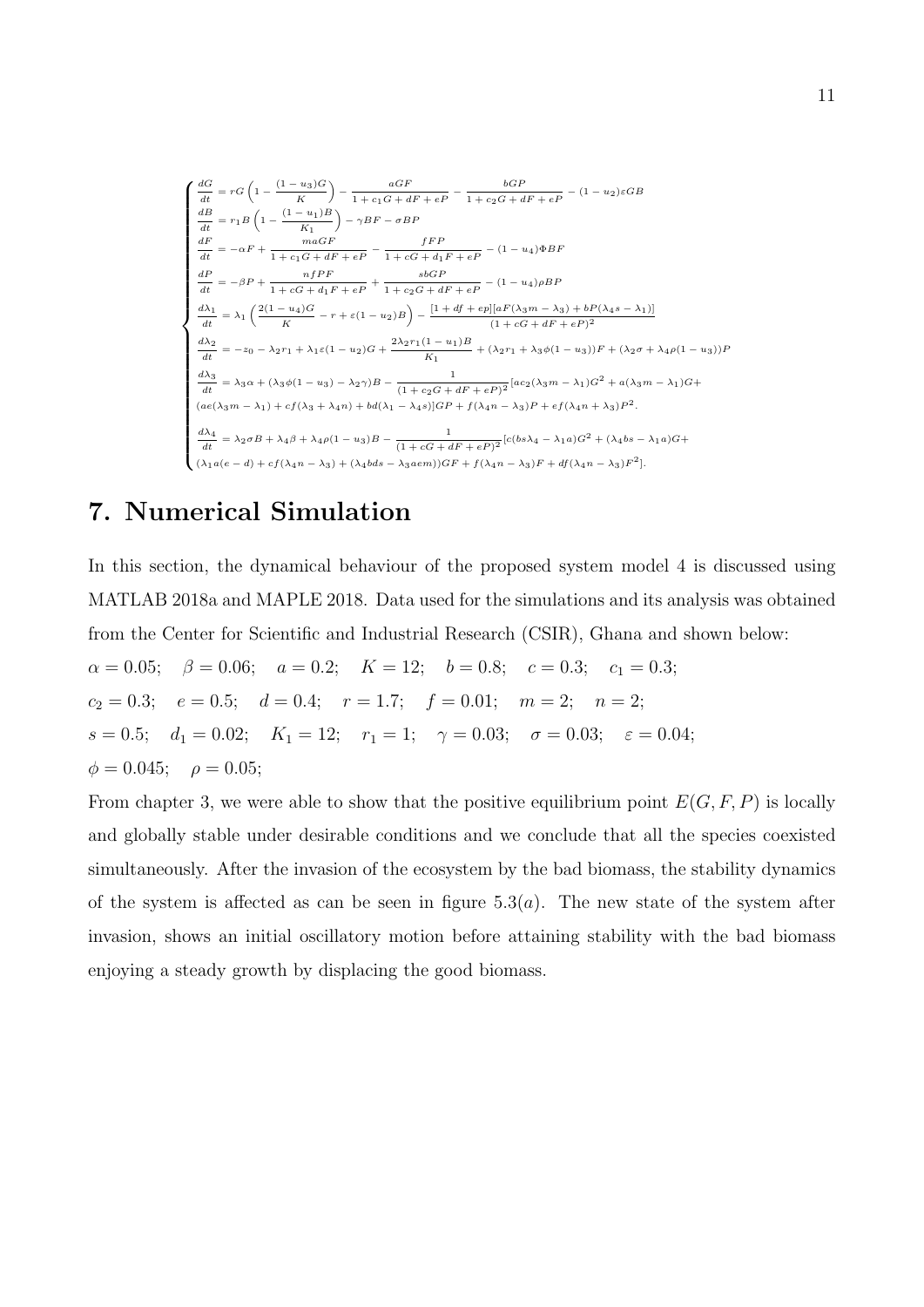$$
\begin{cases}
\frac{dG}{dt} = rG\left(1 - \frac{(1-u_3)G}{K}\right) - \frac{aGF}{1 + c_1G + dF + eP} - \frac{bGP}{1 + c_2G + dF + eP} - (1-u_2)\varepsilon GB \\
\frac{dB}{dt} = r_1B\left(1 - \frac{(1-u_1)B}{K_1}\right) - \gamma BF - \sigma BP \\
\frac{dF}{dt} = -\alpha F + \frac{maGF}{1 + c_1G + dF + eP} - \frac{fFP}{1 + cG + d_1F + eP} - (1-u_4)\Phi BF \\
\frac{dP}{dt} = -\beta P + \frac{nfPF}{1 + cG + d_1F + eP} + \frac{sbGP}{1 + c_2G + dF + eP} - (1-u_4)\rho BP \\
\frac{d\lambda_1}{dt} = \lambda_1\left(\frac{2(1-u_4)G}{K} - r + \varepsilon(1-u_2)B\right) - \frac{[1 + df + ep][aF(\lambda_3 m - \lambda_3) + bP(\lambda_4 s - \lambda_1)]}{(1 + cG + dF + eP)^2} \\
\frac{d\lambda_2}{dt} = -z_0 - \lambda_2 r_1 + \lambda_1\varepsilon(1-u_2)G + \frac{2\lambda_2 r_1(1-u_1)B}{K_1} + (\lambda_2 r_1 + \lambda_3\phi(1-u_3))F + (\lambda_2\sigma + \lambda_4\rho(1-u_3))P \\
\frac{d\lambda_3}{dt} = \lambda_3\alpha + (\lambda_3\phi(1-u_3) - \lambda_2\gamma)B - \frac{1}{(1 + c_2G + dF + eP)^2}[ac_2(\lambda_3 m - \lambda_1)G^2 + a(\lambda_3 m - \lambda_1)G + \\
(ae(\lambda_3 m - \lambda_1) + cf(\lambda_3 + \lambda_4 n) + bd(\lambda_1 - \lambda_4 s)]GP + f(\lambda_4 n - \lambda_3)P + ef(\lambda_4 n + \lambda_3)P^2. \\
\frac{d\lambda_4}{dt} = \lambda_2\sigma B + \lambda_4\beta + \lambda_4\rho(1-u_3)B - \frac{1}{(1 + cG + dF + eP)^2}[c(bs\lambda_4 - \lambda_1 a)G^2 + (\lambda_4 bs - \lambda_1 a)G + \\
(\lambda_1 a(e-d) + cf(\lambda_4 n - \lambda_3) + (\lambda_4 bds - \lambda_3 aem))GF + f(\lambda_4 n - \lambda_3)F + df(\lambda_4 n - \lambda_3)F^2].
\end{cases}
$$

## 7. Numerical Simulation

In this section, the dynamical behaviour of the proposed system model 4 is discussed using MATLAB 2018a and MAPLE 2018. Data used for the simulations and its analysis was obtained from the Center for Scientific and Industrial Research (CSIR), Ghana and shown below:

$\alpha = 0.05$; $\beta = 0.06$; $a = 0.2$; $K = 12$; $b = 0.8$; $c = 0.3$; $c_1 = 0.3$;
$c_2 = 0.3$; $e = 0.5$; $d = 0.4$; $r = 1.7$; $f = 0.01$; $m = 2$; $n = 2$;
$s = 0.5$; $d_1 = 0.02$; $K_1 = 12$; $r_1 = 1$; $\gamma = 0.03$; $\sigma = 0.03$; $\varepsilon = 0.04$;
$\phi = 0.045$; $\rho = 0.05$;

From chapter 3, we were able to show that the positive equilibrium point $E(G, F, P)$ is locally and globally stable under desirable conditions and we conclude that all the species coexisted simultaneously. After the invasion of the ecosystem by the bad biomass, the stability dynamics of the system is affected as can be seen in figure $5.3(a)$. The new state of the system after invasion, shows an initial oscillatory motion before attaining stability with the bad biomass enjoying a steady growth by displacing the good biomass.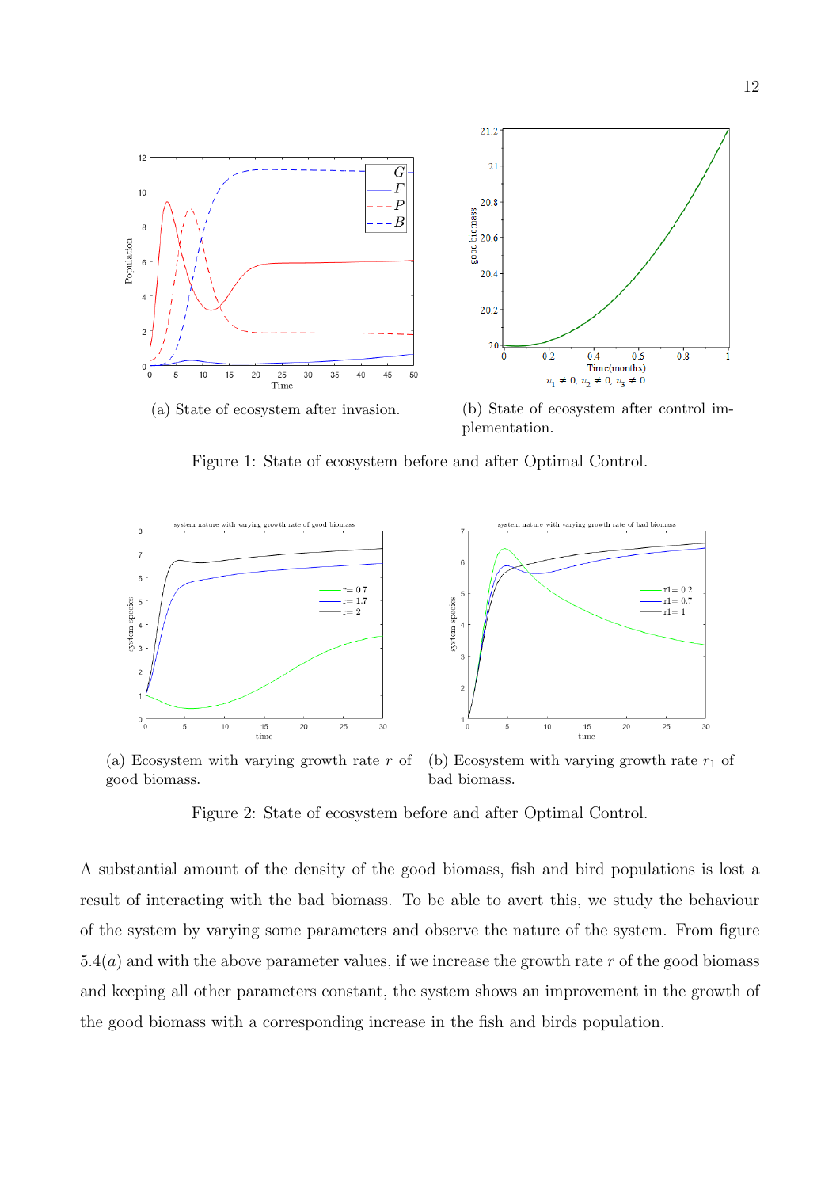(a) State of ecosystem after invasion.

(b) State of ecosystem after control implementation.

Figure 1: State of ecosystem before and after Optimal Control.

(a) Ecosystem with varying growth rate $r$ of good biomass.

(b) Ecosystem with varying growth rate $r_1$ of bad biomass.

Figure 2: State of ecosystem before and after Optimal Control.

A substantial amount of the density of the good biomass, fish and bird populations is lost a result of interacting with the bad biomass. To be able to avert this, we study the behaviour of the system by varying some parameters and observe the nature of the system. From figure $5.4(a)$ and with the above parameter values, if we increase the growth rate $r$ of the good biomass and keeping all other parameters constant, the system shows an improvement in the growth of the good biomass with a corresponding increase in the fish and birds population.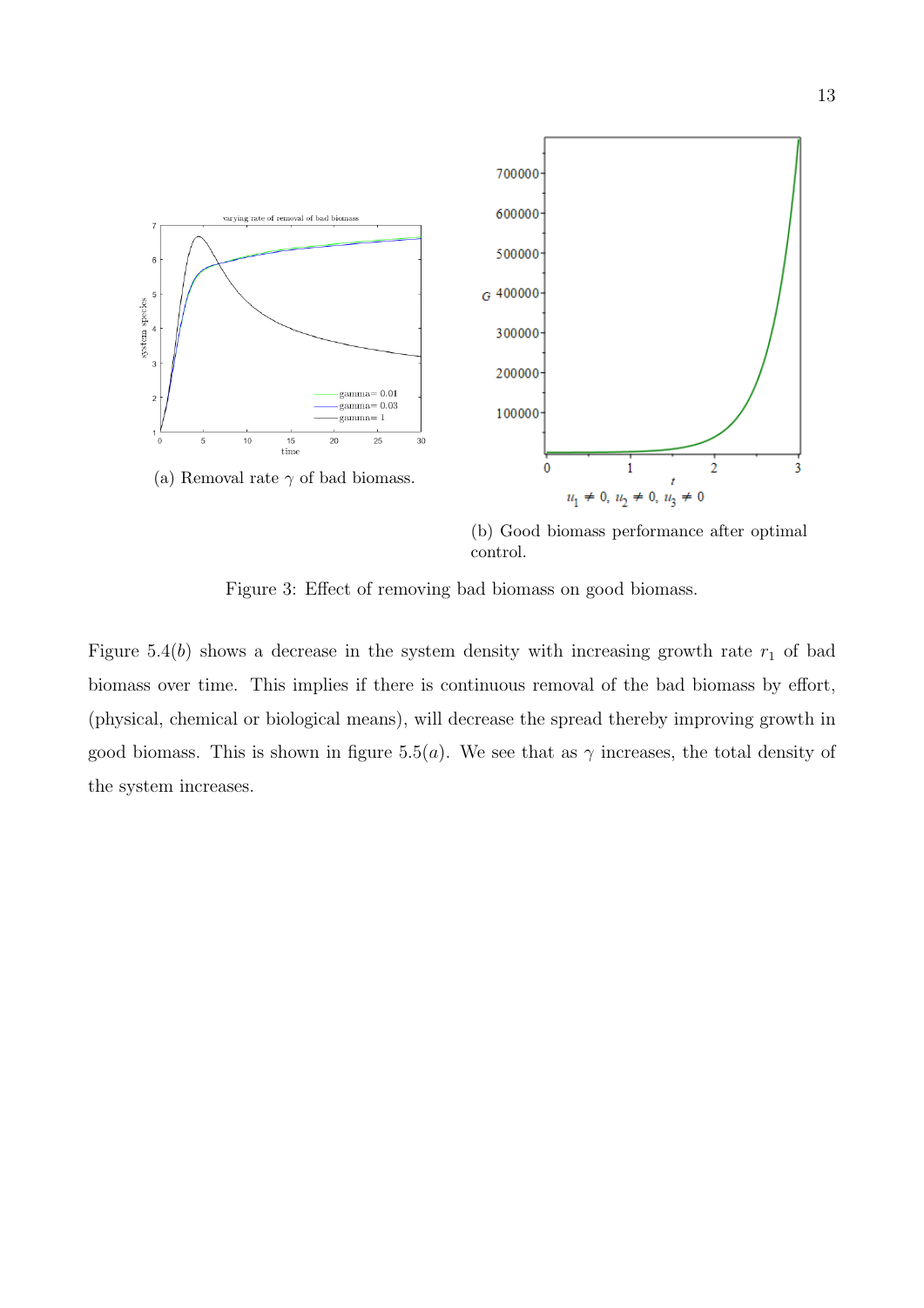(a) Removal rate $\gamma$ of bad biomass.

(b) Good biomass performance after optimal control.

Figure 3: Effect of removing bad biomass on good biomass.

Figure 5.4$(b)$ shows a decrease in the system density with increasing growth rate $r_1$ of bad biomass over time. This implies if there is continuous removal of the bad biomass by effort, (physical, chemical or biological means), will decrease the spread thereby improving growth in good biomass. This is shown in figure 5.5$(a)$. We see that as $\gamma$ increases, the total density of the system increases.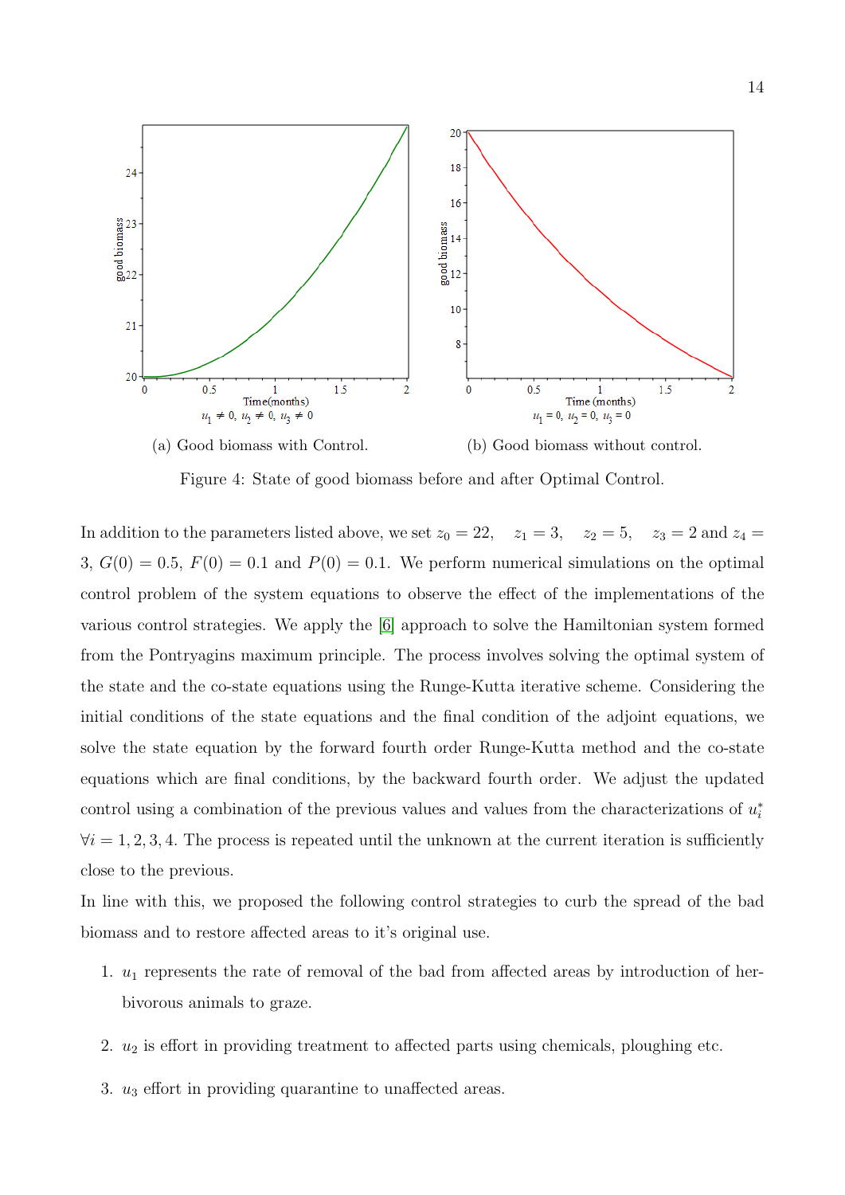(a) Good biomass with Control.

(b) Good biomass without control.

Figure 4: State of good biomass before and after Optimal Control.

In addition to the parameters listed above, we set $z_0 = 22$, $z_1 = 3$, $z_2 = 5$, $z_3 = 2$ and $z_4 = 3$, $G(0) = 0.5$, $F(0) = 0.1$ and $P(0) = 0.1$. We perform numerical simulations on the optimal control problem of the system equations to observe the effect of the implementations of the various control strategies. We apply the [6] approach to solve the Hamiltonian system formed from the Pontryagins maximum principle. The process involves solving the optimal system of the state and the co-state equations using the Runge-Kutta iterative scheme. Considering the initial conditions of the state equations and the final condition of the adjoint equations, we solve the state equation by the forward fourth order Runge-Kutta method and the co-state equations which are final conditions, by the backward fourth order. We adjust the updated control using a combination of the previous values and values from the characterizations of $u_i^*$ $\forall i = 1, 2, 3, 4$. The process is repeated until the unknown at the current iteration is sufficiently close to the previous.

In line with this, we proposed the following control strategies to curb the spread of the bad biomass and to restore affected areas to it's original use.

1. $u_1$ represents the rate of removal of the bad from affected areas by introduction of herbivorous animals to graze.

2. $u_2$ is effort in providing treatment to affected parts using chemicals, ploughing etc.

3. $u_3$ effort in providing quarantine to unaffected areas.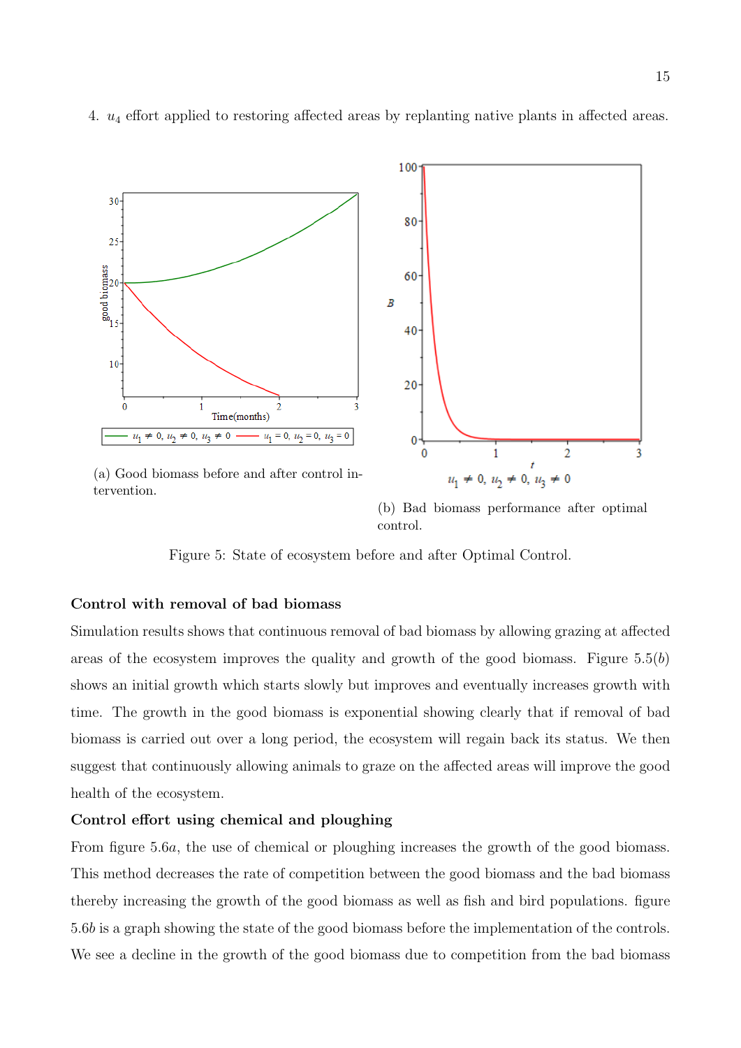4. $u_4$ effort applied to restoring affected areas by replanting native plants in affected areas.

(a) Good biomass before and after control intervention.

(b) Bad biomass performance after optimal control.

Figure 5: State of ecosystem before and after Optimal Control.

**Control with removal of bad biomass**

Simulation results shows that continuous removal of bad biomass by allowing grazing at affected areas of the ecosystem improves the quality and growth of the good biomass. Figure 5.5($b$) shows an initial growth which starts slowly but improves and eventually increases growth with time. The growth in the good biomass is exponential showing clearly that if removal of bad biomass is carried out over a long period, the ecosystem will regain back its status. We then suggest that continuously allowing animals to graze on the affected areas will improve the good health of the ecosystem.

**Control effort using chemical and ploughing**

From figure 5.6$a$, the use of chemical or ploughing increases the growth of the good biomass. This method decreases the rate of competition between the good biomass and the bad biomass thereby increasing the growth of the good biomass as well as fish and bird populations. figure 5.6$b$ is a graph showing the state of the good biomass before the implementation of the controls. We see a decline in the growth of the good biomass due to competition from the bad biomass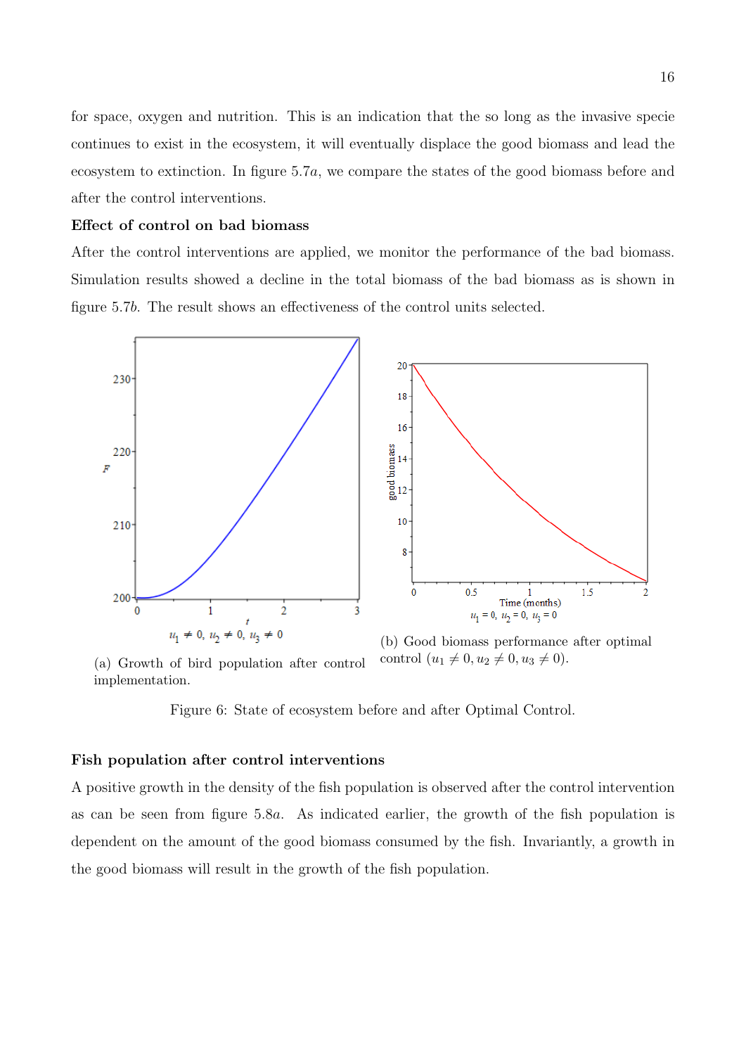for space, oxygen and nutrition. This is an indication that the so long as the invasive specie continues to exist in the ecosystem, it will eventually displace the good biomass and lead the ecosystem to extinction. In figure 5.7$a$, we compare the states of the good biomass before and after the control interventions.

**Effect of control on bad biomass**

After the control interventions are applied, we monitor the performance of the bad biomass. Simulation results showed a decline in the total biomass of the bad biomass as is shown in figure 5.7$b$. The result shows an effectiveness of the control units selected.

(a) Growth of bird population after control implementation.

(b) Good biomass performance after optimal control ($u_1 \neq 0, u_2 \neq 0, u_3 \neq 0$).

Figure 6: State of ecosystem before and after Optimal Control.

**Fish population after control interventions**

A positive growth in the density of the fish population is observed after the control intervention as can be seen from figure 5.8$a$. As indicated earlier, the growth of the fish population is dependent on the amount of the good biomass consumed by the fish. Invariantly, a growth in the good biomass will result in the growth of the fish population.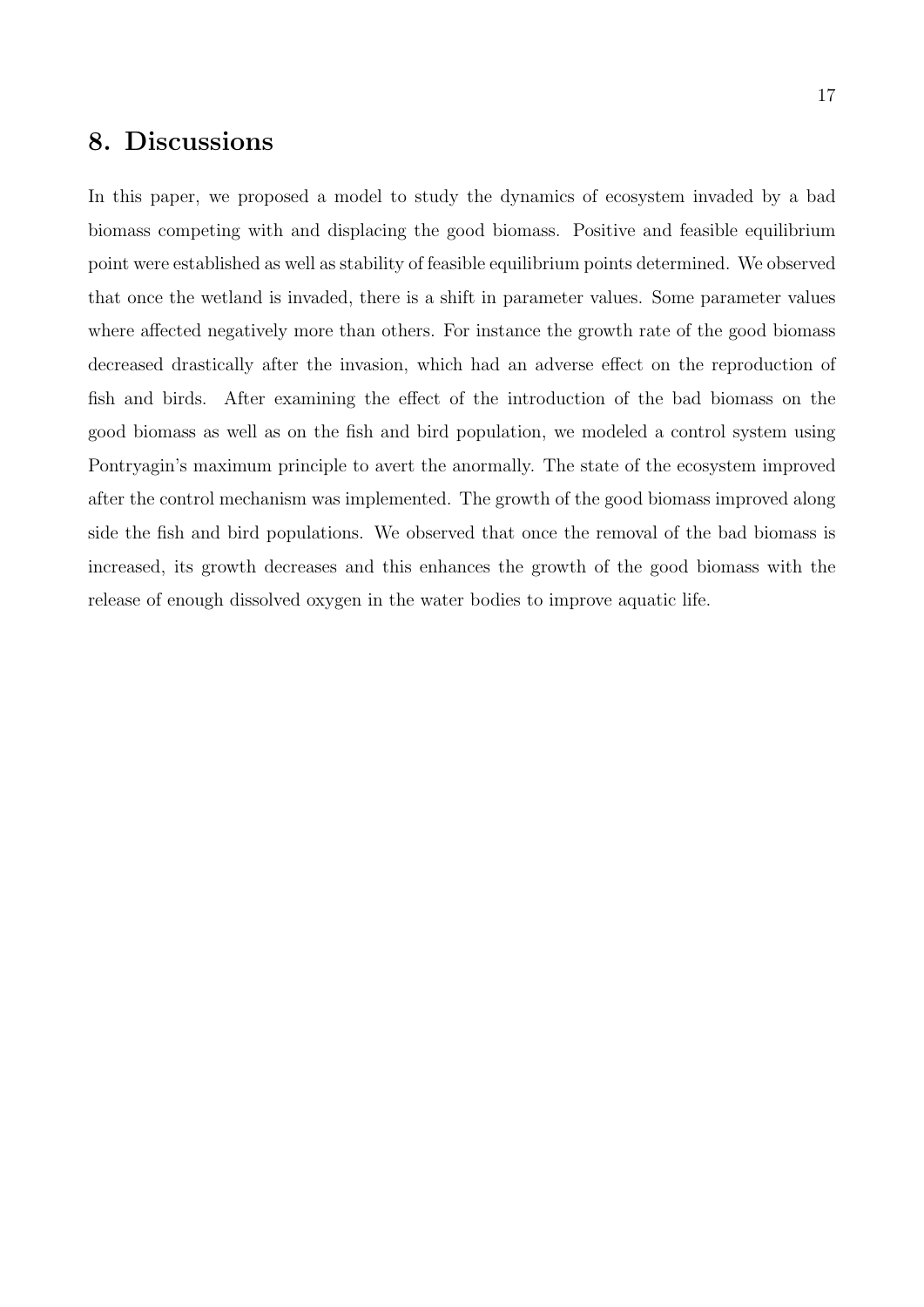## 8. Discussions

In this paper, we proposed a model to study the dynamics of ecosystem invaded by a bad biomass competing with and displacing the good biomass. Positive and feasible equilibrium point were established as well as stability of feasible equilibrium points determined. We observed that once the wetland is invaded, there is a shift in parameter values. Some parameter values where affected negatively more than others. For instance the growth rate of the good biomass decreased drastically after the invasion, which had an adverse effect on the reproduction of fish and birds. After examining the effect of the introduction of the bad biomass on the good biomass as well as on the fish and bird population, we modeled a control system using Pontryagin's maximum principle to avert the anormally. The state of the ecosystem improved after the control mechanism was implemented. The growth of the good biomass improved along side the fish and bird populations. We observed that once the removal of the bad biomass is increased, its growth decreases and this enhances the growth of the good biomass with the release of enough dissolved oxygen in the water bodies to improve aquatic life.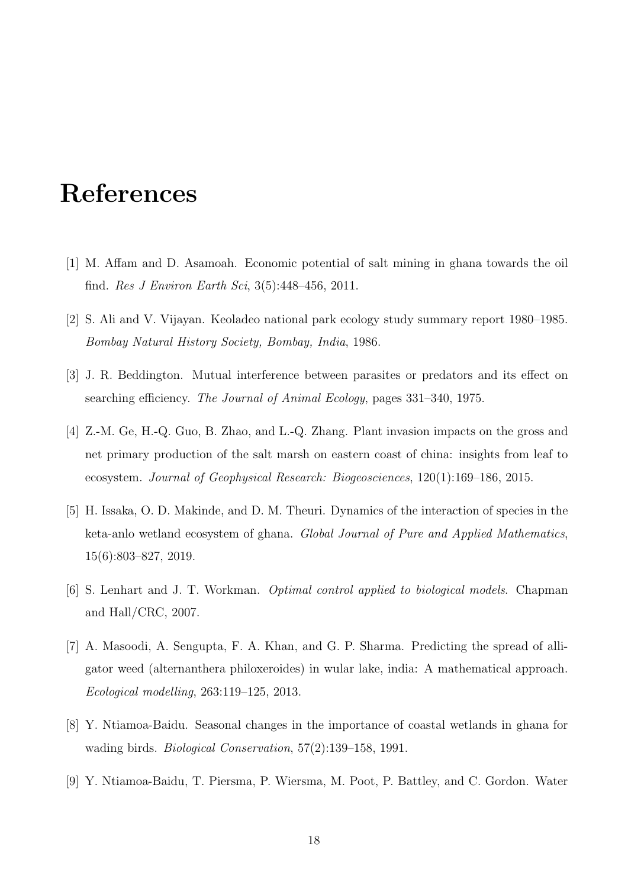# References

[1] M. Affam and D. Asamoah. Economic potential of salt mining in ghana towards the oil find. *Res J Environ Earth Sci*, 3(5):448–456, 2011.

[2] S. Ali and V. Vijayan. Keoladeo national park ecology study summary report 1980–1985. *Bombay Natural History Society, Bombay, India*, 1986.

[3] J. R. Beddington. Mutual interference between parasites or predators and its effect on searching efficiency. *The Journal of Animal Ecology*, pages 331–340, 1975.

[4] Z.-M. Ge, H.-Q. Guo, B. Zhao, and L.-Q. Zhang. Plant invasion impacts on the gross and net primary production of the salt marsh on eastern coast of china: insights from leaf to ecosystem. *Journal of Geophysical Research: Biogeosciences*, 120(1):169–186, 2015.

[5] H. Issaka, O. D. Makinde, and D. M. Theuri. Dynamics of the interaction of species in the keta-anlo wetland ecosystem of ghana. *Global Journal of Pure and Applied Mathematics*, 15(6):803–827, 2019.

[6] S. Lenhart and J. T. Workman. *Optimal control applied to biological models*. Chapman and Hall/CRC, 2007.

[7] A. Masoodi, A. Sengupta, F. A. Khan, and G. P. Sharma. Predicting the spread of alligator weed (alternanthera philoxeroides) in wular lake, india: A mathematical approach. *Ecological modelling*, 263:119–125, 2013.

[8] Y. Ntiamoa-Baidu. Seasonal changes in the importance of coastal wetlands in ghana for wading birds. *Biological Conservation*, 57(2):139–158, 1991.

[9] Y. Ntiamoa-Baidu, T. Piersma, P. Wiersma, M. Poot, P. Battley, and C. Gordon. Water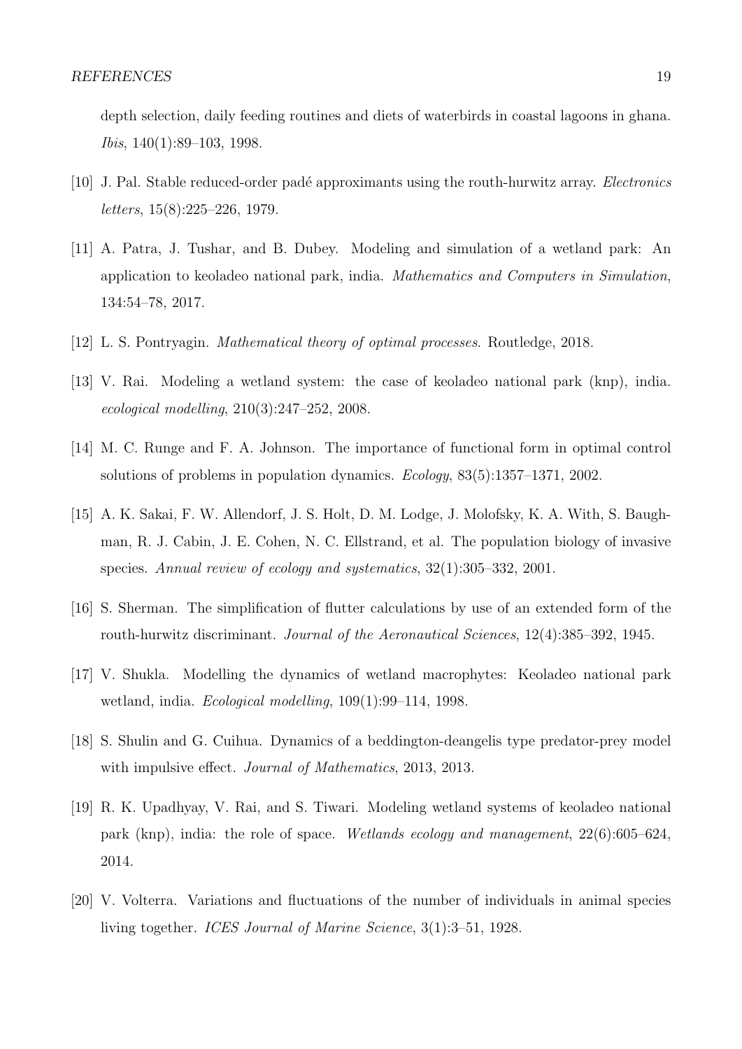depth selection, daily feeding routines and diets of waterbirds in coastal lagoons in ghana. *Ibis*, 140(1):89–103, 1998.

[10] J. Pal. Stable reduced-order padé approximants using the routh-hurwitz array. *Electronics letters*, 15(8):225–226, 1979.

[11] A. Patra, J. Tushar, and B. Dubey. Modeling and simulation of a wetland park: An application to keoladeo national park, india. *Mathematics and Computers in Simulation*, 134:54–78, 2017.

[12] L. S. Pontryagin. *Mathematical theory of optimal processes*. Routledge, 2018.

[13] V. Rai. Modeling a wetland system: the case of keoladeo national park (knp), india. *ecological modelling*, 210(3):247–252, 2008.

[14] M. C. Runge and F. A. Johnson. The importance of functional form in optimal control solutions of problems in population dynamics. *Ecology*, 83(5):1357–1371, 2002.

[15] A. K. Sakai, F. W. Allendorf, J. S. Holt, D. M. Lodge, J. Molofsky, K. A. With, S. Baughman, R. J. Cabin, J. E. Cohen, N. C. Ellstrand, et al. The population biology of invasive species. *Annual review of ecology and systematics*, 32(1):305–332, 2001.

[16] S. Sherman. The simplification of flutter calculations by use of an extended form of the routh-hurwitz discriminant. *Journal of the Aeronautical Sciences*, 12(4):385–392, 1945.

[17] V. Shukla. Modelling the dynamics of wetland macrophytes: Keoladeo national park wetland, india. *Ecological modelling*, 109(1):99–114, 1998.

[18] S. Shulin and G. Cuihua. Dynamics of a beddington-deangelis type predator-prey model with impulsive effect. *Journal of Mathematics*, 2013, 2013.

[19] R. K. Upadhyay, V. Rai, and S. Tiwari. Modeling wetland systems of keoladeo national park (knp), india: the role of space. *Wetlands ecology and management*, 22(6):605–624, 2014.

[20] V. Volterra. Variations and fluctuations of the number of individuals in animal species living together. *ICES Journal of Marine Science*, 3(1):3–51, 1928.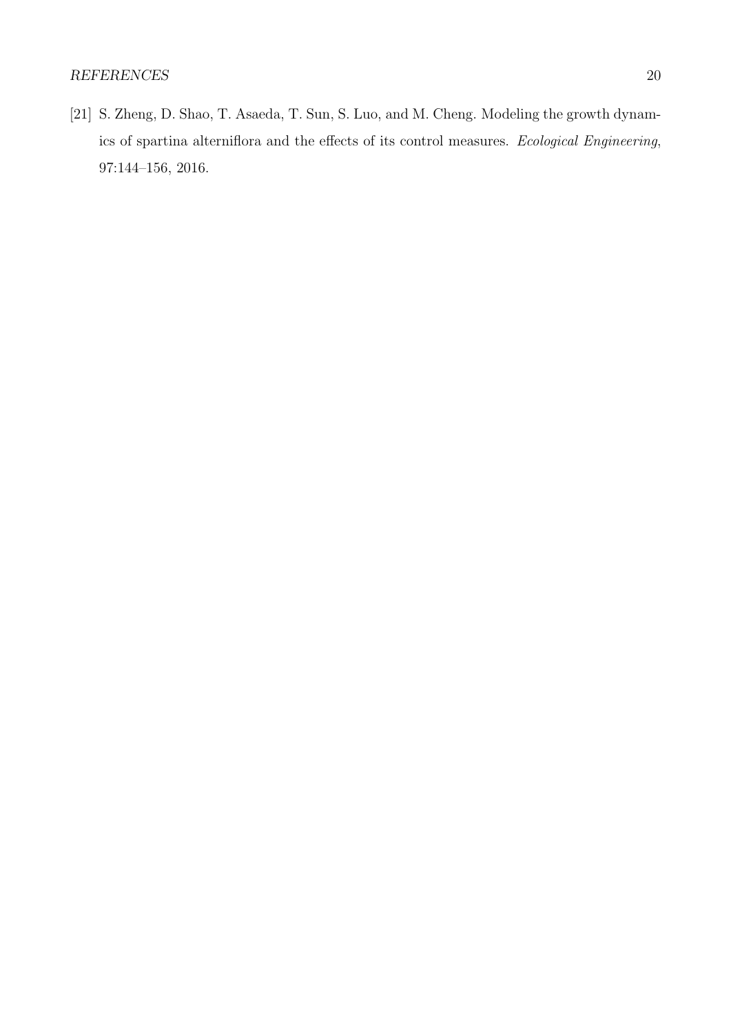[21] S. Zheng, D. Shao, T. Asaeda, T. Sun, S. Luo, and M. Cheng. Modeling the growth dynamics of spartina alterniflora and the effects of its control measures. *Ecological Engineering*, 97:144–156, 2016.